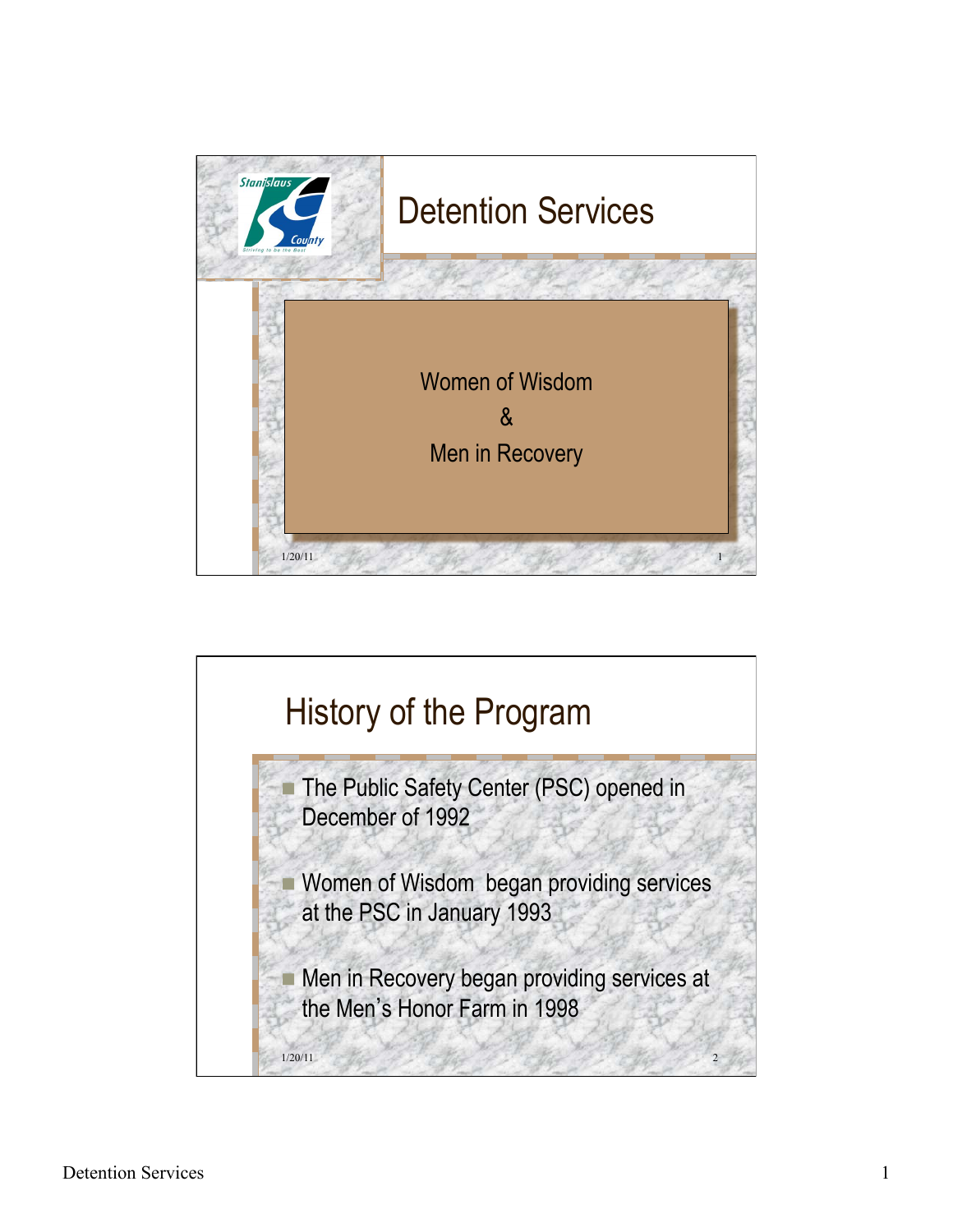# Detention Services

Women of Wisdom

&

Men in Recovery

## History of the Program

- The Public Safety Center (PSC) opened in December of 1992
- Women of Wisdom began providing services at the PSC in January 1993
- Men in Recovery began providing services at the Men's Honor Farm in 1998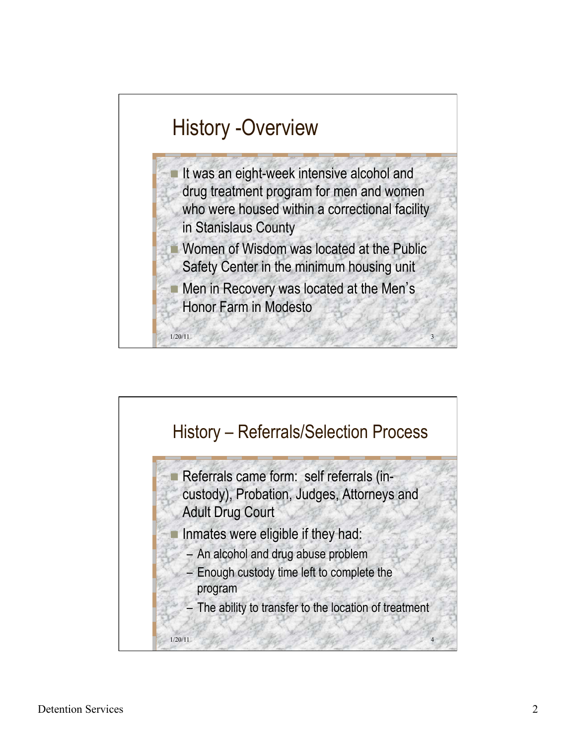## History -Overview

- It was an eight-week intensive alcohol and drug treatment program for men and women who were housed within a correctional facility in Stanislaus County
- Women of Wisdom was located at the Public Safety Center in the minimum housing unit
- Men in Recovery was located at the Men's Honor Farm in Modesto

## History – Referrals/Selection Process

- Referrals came form: self referrals (in-custody), Probation, Judges, Attorneys and Adult Drug Court
- Inmates were eligible if they had:
  - An alcohol and drug abuse problem
  - Enough custody time left to complete the program
  - The ability to transfer to the location of treatment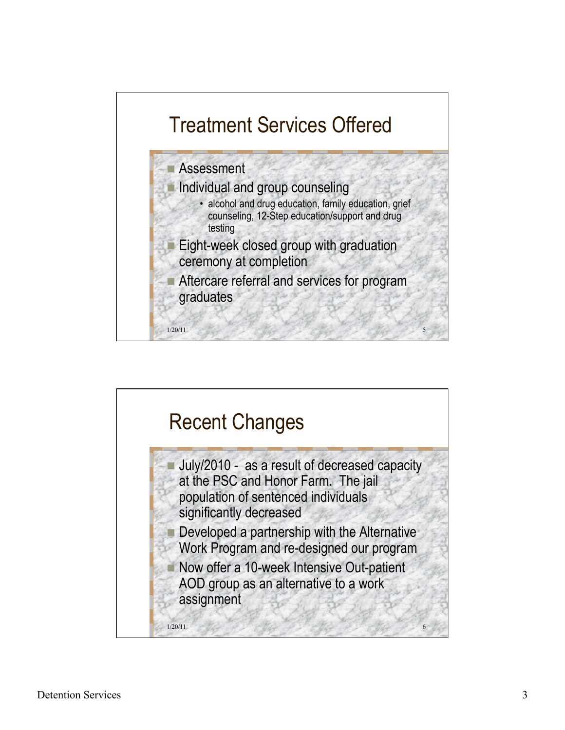## Treatment Services Offered

- Assessment
- Individual and group counseling
  - alcohol and drug education, family education, grief counseling, 12-Step education/support and drug testing
- Eight-week closed group with graduation ceremony at completion
- Aftercare referral and services for program graduates

1/20/11

## Recent Changes

- July/2010 - as a result of decreased capacity at the PSC and Honor Farm. The jail population of sentenced individuals significantly decreased
- Developed a partnership with the Alternative Work Program and re-designed our program
- Now offer a 10-week Intensive Out-patient AOD group as an alternative to a work assignment

1/20/11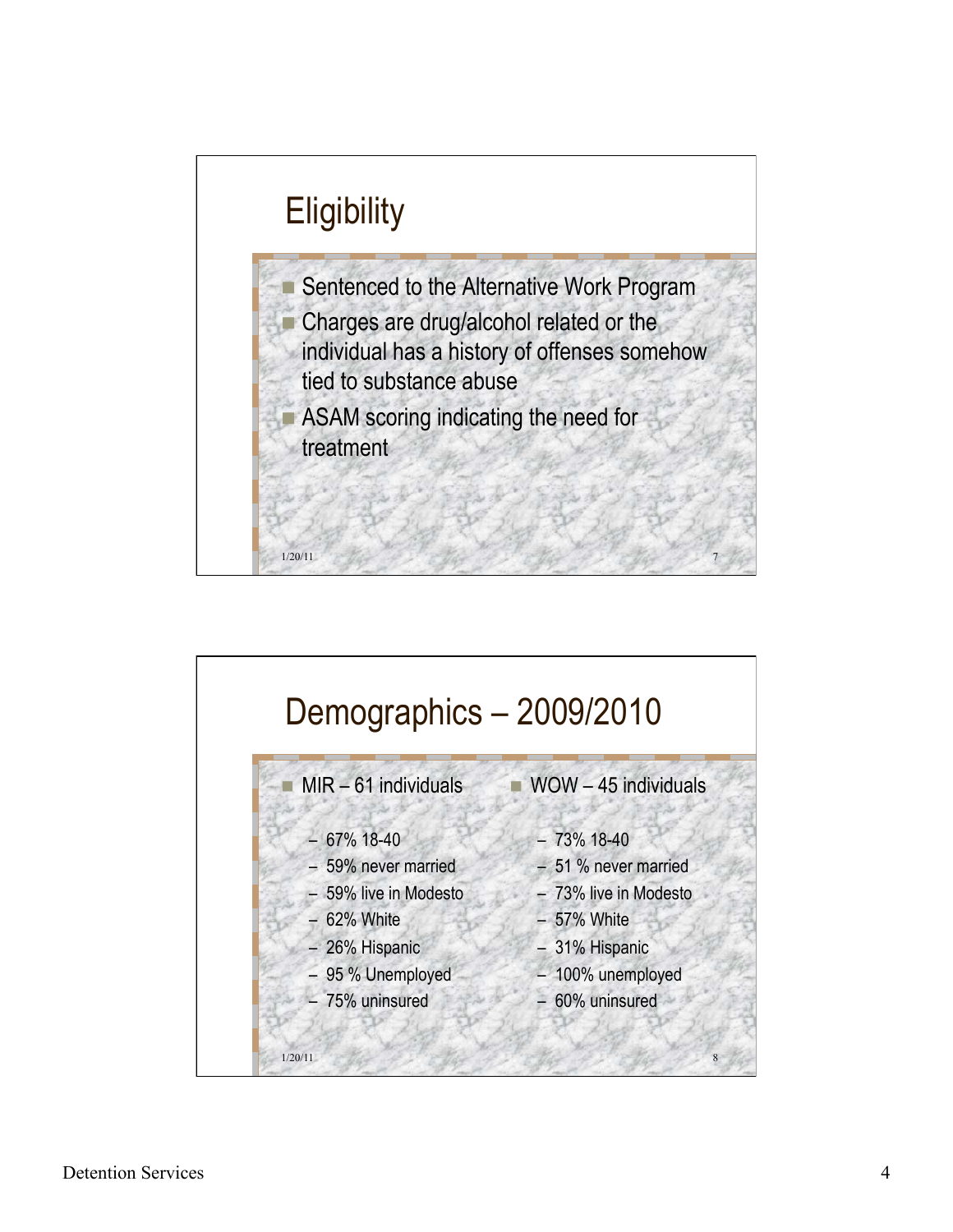## Eligibility

- Sentenced to the Alternative Work Program
- Charges are drug/alcohol related or the individual has a history of offenses somehow tied to substance abuse
- ASAM scoring indicating the need for treatment

## Demographics – 2009/2010

- MIR – 61 individuals
  - 67% 18-40
  - 59% never married
  - 59% live in Modesto
  - 62% White
  - 26% Hispanic
  - 95 % Unemployed
  - 75% uninsured
- WOW – 45 individuals
  - 73% 18-40
  - 51 % never married
  - 73% live in Modesto
  - 57% White
  - 31% Hispanic
  - 100% unemployed
  - 60% uninsured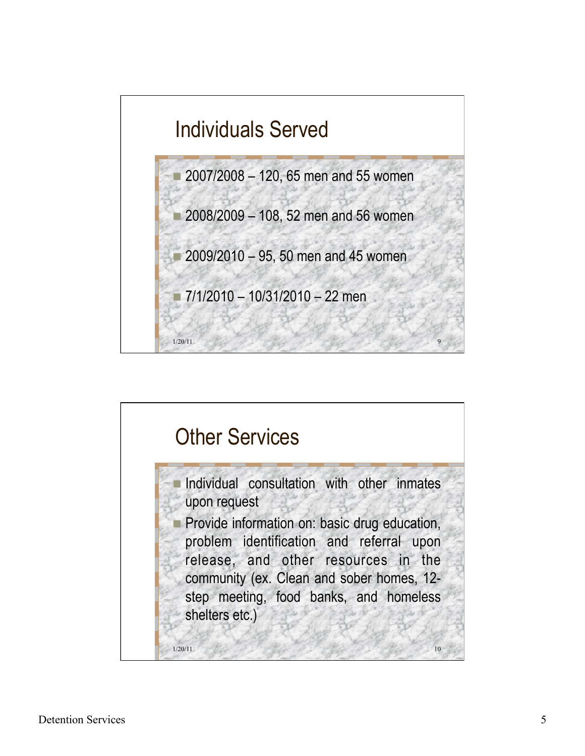## Individuals Served

- 2007/2008 – 120, 65 men and 55 women
- 2008/2009 – 108, 52 men and 56 women
- 2009/2010 – 95, 50 men and 45 women
- 7/1/2010 – 10/31/2010 – 22 men

1/20/11 9

## Other Services

- Individual consultation with other inmates upon request
- Provide information on: basic drug education, problem identification and referral upon release, and other resources in the community (ex. Clean and sober homes, 12-step meeting, food banks, and homeless shelters etc.)

1/20/11 10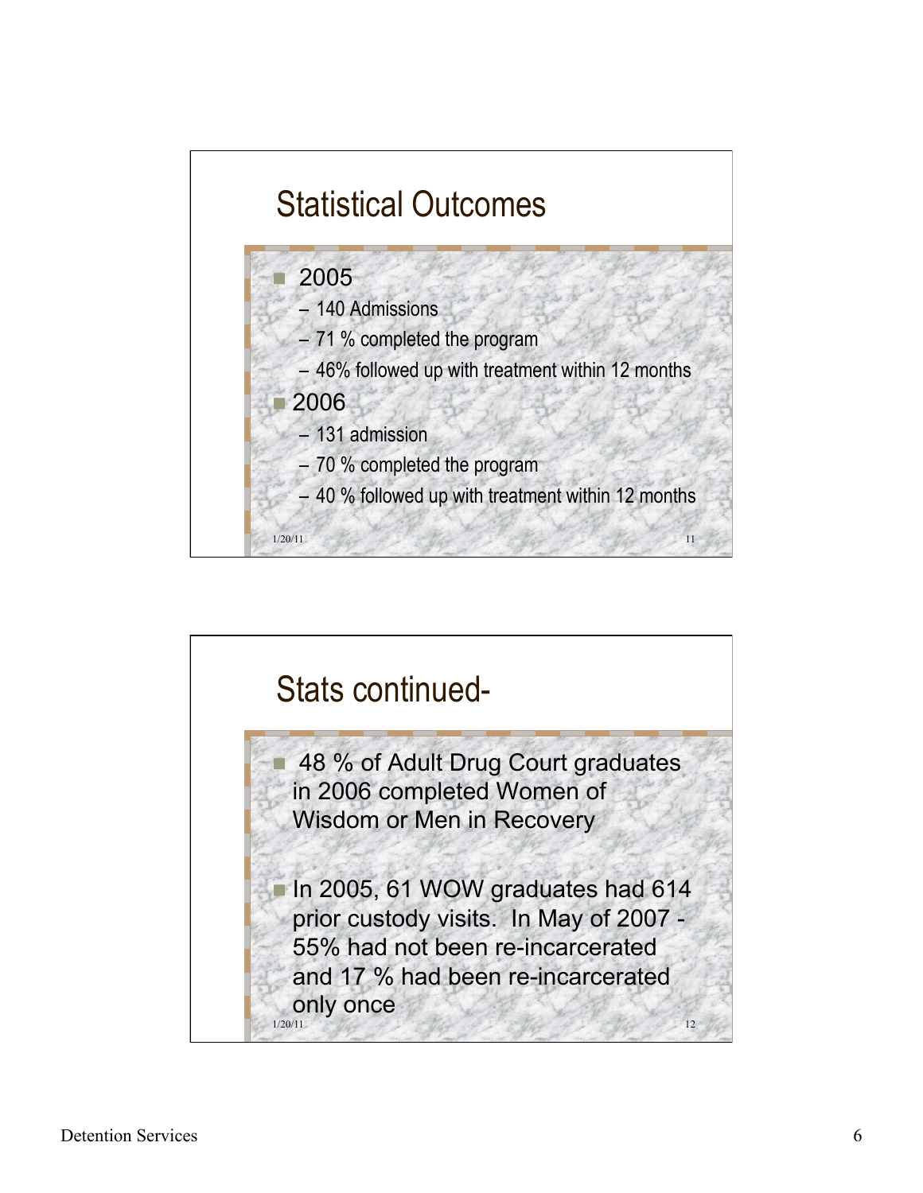## Statistical Outcomes

- 2005
  - 140 Admissions
  - 71 % completed the program
  - 46% followed up with treatment within 12 months
- 2006
  - 131 admission
  - 70 % completed the program
  - 40 % followed up with treatment within 12 months

## Stats continued-

- 48 % of Adult Drug Court graduates in 2006 completed Women of Wisdom or Men in Recovery
- In 2005, 61 WOW graduates had 614 prior custody visits. In May of 2007 - 55% had not been re-incarcerated and 17 % had been re-incarcerated only once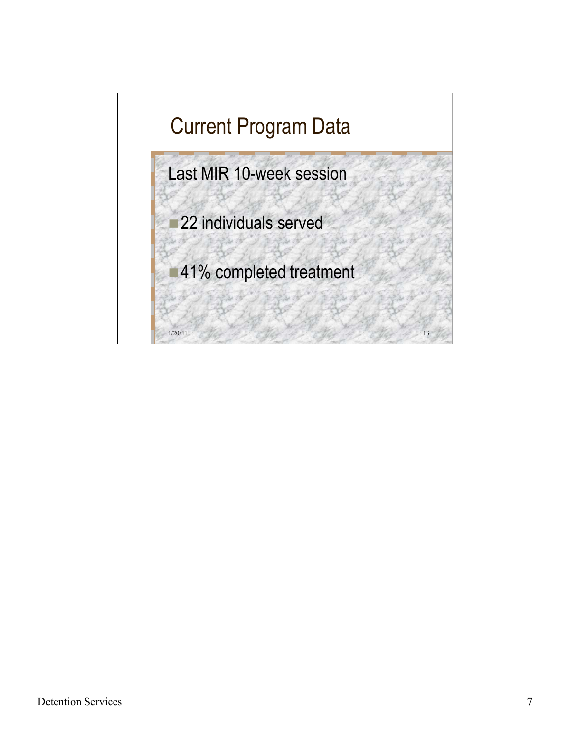# Current Program Data

Last MIR 10-week session

- 22 individuals served
- 41% completed treatment

1/20/11